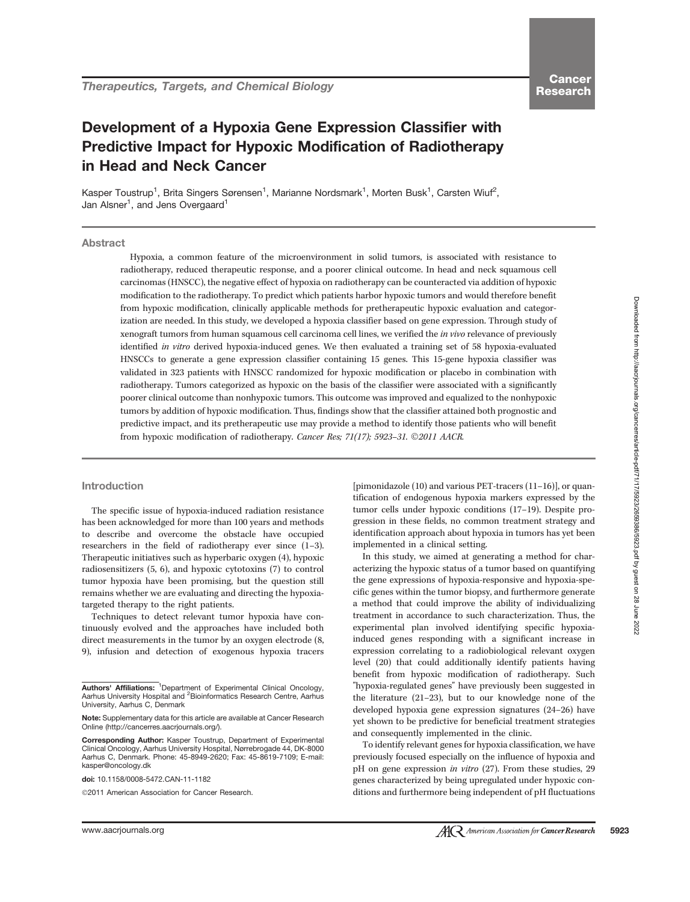Therapeutics, Targets, and Chemical Biology

# Development of a Hypoxia Gene Expression Classifier with Predictive Impact for Hypoxic Modification of Radiotherapy in Head and Neck Cancer

Kasper Toustrup[1], Brita Singers Sørensen[1], Marianne Nordsmark[1], Morten Busk[1], Carsten Wiuf[2], Jan Alsner[1], and Jens Overgaard[1]

## Abstract

Hypoxia, a common feature of the microenvironment in solid tumors, is associated with resistance to radiotherapy, reduced therapeutic response, and a poorer clinical outcome. In head and neck squamous cell carcinomas (HNSCC), the negative effect of hypoxia on radiotherapy can be counteracted via addition of hypoxic modification to the radiotherapy. To predict which patients harbor hypoxic tumors and would therefore benefit from hypoxic modification, clinically applicable methods for pretherapeutic hypoxic evaluation and categorization are needed. In this study, we developed a hypoxia classifier based on gene expression. Through study of xenograft tumors from human squamous cell carcinoma cell lines, we verified the *in vivo* relevance of previously identified *in vitro* derived hypoxia-induced genes. We then evaluated a training set of 58 hypoxia-evaluated HNSCCs to generate a gene expression classifier containing 15 genes. This 15-gene hypoxia classifier was validated in 323 patients with HNSCC randomized for hypoxic modification or placebo in combination with radiotherapy. Tumors categorized as hypoxic on the basis of the classifier were associated with a significantly poorer clinical outcome than nonhypoxic tumors. This outcome was improved and equalized to the nonhypoxic tumors by addition of hypoxic modification. Thus, findings show that the classifier attained both prognostic and predictive impact, and its pretherapeutic use may provide a method to identify those patients who will benefit from hypoxic modification of radiotherapy. *Cancer Res; 71(17); 5923–31. ©2011 AACR.*

## Introduction

The specific issue of hypoxia-induced radiation resistance has been acknowledged for more than 100 years and methods to describe and overcome the obstacle have occupied researchers in the field of radiotherapy ever since (1–3). Therapeutic initiatives such as hyperbaric oxygen (4), hypoxic radiosensitizers (5, 6), and hypoxic cytotoxins (7) to control tumor hypoxia have been promising, but the question still remains whether we are evaluating and directing the hypoxia-targeted therapy to the right patients.

Techniques to detect relevant tumor hypoxia have continuously evolved and the approaches have included both direct measurements in the tumor by an oxygen electrode (8, 9), infusion and detection of exogenous hypoxia tracers [pimonidazole (10) and various PET-tracers (11–16)], or quantification of endogenous hypoxia markers expressed by the tumor cells under hypoxic conditions (17–19). Despite progression in these fields, no common treatment strategy and identification approach about hypoxia in tumors has yet been implemented in a clinical setting.

In this study, we aimed at generating a method for characterizing the hypoxic status of a tumor based on quantifying the gene expressions of hypoxia-responsive and hypoxia-specific genes within the tumor biopsy, and furthermore generate a method that could improve the ability of individualizing treatment in accordance to such characterization. Thus, the experimental plan involved identifying specific hypoxia-induced genes responding with a significant increase in expression correlating to a radiobiological relevant oxygen level (20) that could additionally identify patients having benefit from hypoxic modification of radiotherapy. Such "hypoxia-regulated genes" have previously been suggested in the literature (21–23), but to our knowledge none of the developed hypoxia gene expression signatures (24–26) have yet shown to be predictive for beneficial treatment strategies and consequently implemented in the clinic.

To identify relevant genes for hypoxia classification, we have previously focused especially on the influence of hypoxia and pH on gene expression *in vitro* (27). From these studies, 29 genes characterized by being upregulated under hypoxic conditions and furthermore being independent of pH fluctuations

**Authors' Affiliations:** [1]Department of Experimental Clinical Oncology, Aarhus University Hospital and [2]Bioinformatics Research Centre, Aarhus University, Aarhus C, Denmark

**Note:** Supplementary data for this article are available at Cancer Research Online (http://cancerres.aacrjournals.org/).

**Corresponding Author:** Kasper Toustrup, Department of Experimental Clinical Oncology, Aarhus University Hospital, Nørrebrogade 44, DK-8000 Aarhus C, Denmark. Phone: 45-8949-2620; Fax: 45-8619-7109; E-mail: kasper@oncology.dk

**doi:** 10.1158/0008-5472.CAN-11-1182

©2011 American Association for Cancer Research.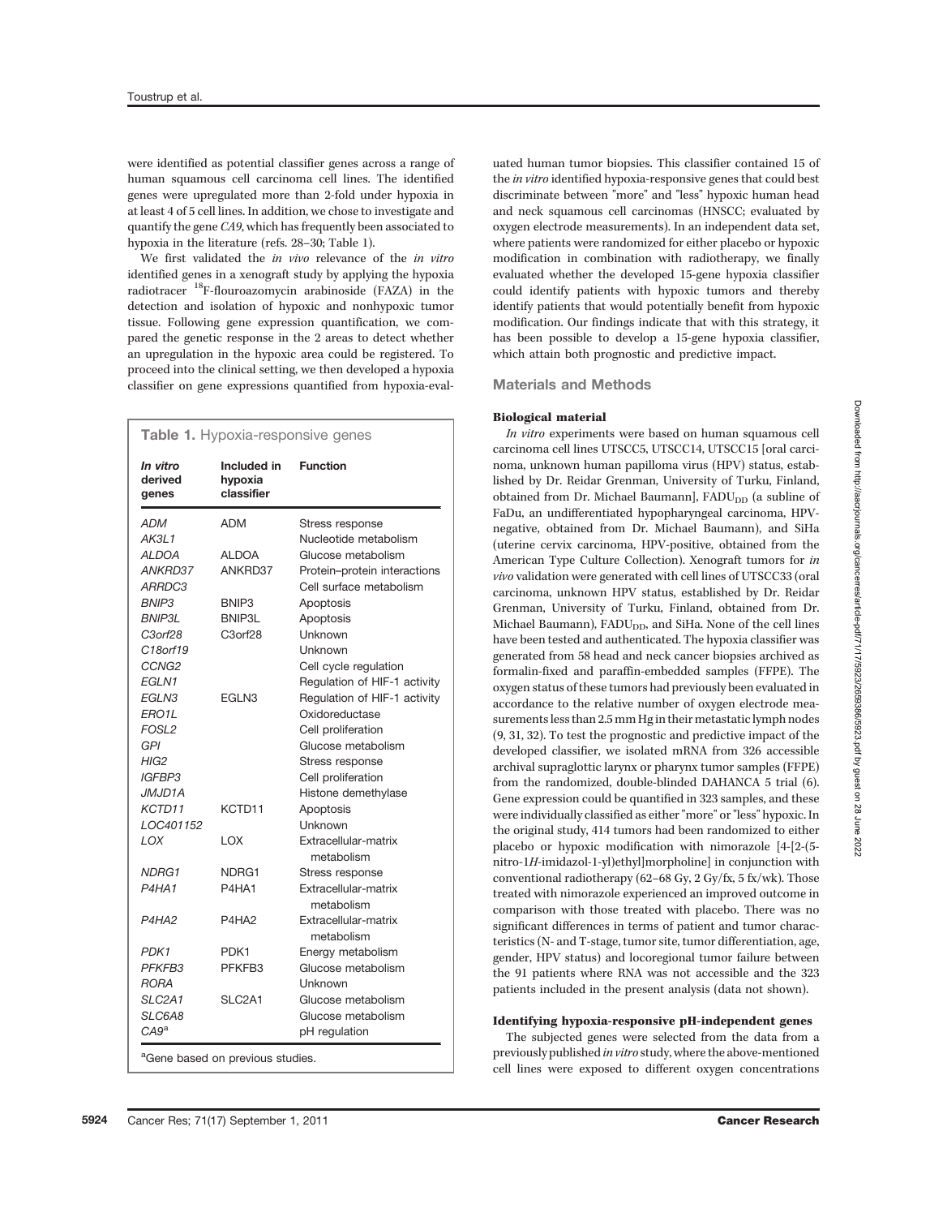were identified as potential classifier genes across a range of human squamous cell carcinoma cell lines. The identified genes were upregulated more than 2-fold under hypoxia in at least 4 of 5 cell lines. In addition, we chose to investigate and quantify the gene *CA9*, which has frequently been associated to hypoxia in the literature (refs. 28–30; Table 1).

We first validated the *in vivo* relevance of the *in vitro* identified genes in a xenograft study by applying the hypoxia radiotracer $^{18}$F-flouroazomycin arabinoside (FAZA) in the detection and isolation of hypoxic and nonhypoxic tumor tissue. Following gene expression quantification, we compared the genetic response in the 2 areas to detect whether an upregulation in the hypoxic area could be registered. To proceed into the clinical setting, we then developed a hypoxia classifier on gene expressions quantified from hypoxia-evaluated human tumor biopsies. This classifier contained 15 of the *in vitro* identified hypoxia-responsive genes that could best discriminate between "more" and "less" hypoxic human head and neck squamous cell carcinomas (HNSCC; evaluated by oxygen electrode measurements). In an independent data set, where patients were randomized for either placebo or hypoxic modification in combination with radiotherapy, we finally evaluated whether the developed 15-gene hypoxia classifier could identify patients with hypoxic tumors and thereby identify patients that would potentially benefit from hypoxic modification. Our findings indicate that with this strategy, it has been possible to develop a 15-gene hypoxia classifier, which attain both prognostic and predictive impact.

**Table 1.** Hypoxia-responsive genes

| *In vitro* derived genes | Included in hypoxia classifier | Function |
|---|---|---|
| *ADM* | ADM | Stress response |
| *AK3L1* | | Nucleotide metabolism |
| *ALDOA* | ALDOA | Glucose metabolism |
| *ANKRD37* | ANKRD37 | Protein–protein interactions |
| *ARRDC3* | | Cell surface metabolism |
| *BNIP3* | BNIP3 | Apoptosis |
| *BNIP3L* | BNIP3L | Apoptosis |
| *C3orf28* | C3orf28 | Unknown |
| *C18orf19* | | Unknown |
| *CCNG2* | | Cell cycle regulation |
| *EGLN1* | | Regulation of HIF-1 activity |
| *EGLN3* | EGLN3 | Regulation of HIF-1 activity |
| *ERO1L* | | Oxidoreductase |
| *FOSL2* | | Cell proliferation |
| *GPI* | | Glucose metabolism |
| *HIG2* | | Stress response |
| *IGFBP3* | | Cell proliferation |
| *JMJD1A* | | Histone demethylase |
| *KCTD11* | KCTD11 | Apoptosis |
| *LOC401152* | | Unknown |
| *LOX* | LOX | Extracellular-matrix metabolism |
| *NDRG1* | NDRG1 | Stress response |
| *P4HA1* | P4HA1 | Extracellular-matrix metabolism |
| *P4HA2* | P4HA2 | Extracellular-matrix metabolism |
| *PDK1* | PDK1 | Energy metabolism |
| *PFKFB3* | PFKFB3 | Glucose metabolism |
| *RORA* | | Unknown |
| *SLC2A1* | SLC2A1 | Glucose metabolism |
| *SLC6A8* | | Glucose metabolism |
| *CA9*[a] | | pH regulation |

[a]Gene based on previous studies.

## Materials and Methods

### Biological material

*In vitro* experiments were based on human squamous cell carcinoma cell lines UTSCC5, UTSCC14, UTSCC15 [oral carcinoma, unknown human papilloma virus (HPV) status, established by Dr. Reidar Grenman, University of Turku, Finland, obtained from Dr. Michael Baumann], $FADU_{DD}$ (a subline of FaDu, an undifferentiated hypopharyngeal carcinoma, HPV-negative, obtained from Dr. Michael Baumann), and SiHa (uterine cervix carcinoma, HPV-positive, obtained from the American Type Culture Collection). Xenograft tumors for *in vivo* validation were generated with cell lines of UTSCC33 (oral carcinoma, unknown HPV status, established by Dr. Reidar Grenman, University of Turku, Finland, obtained from Dr. Michael Baumann), $FADU_{DD}$, and SiHa. None of the cell lines have been tested and authenticated. The hypoxia classifier was generated from 58 head and neck cancer biopsies archived as formalin-fixed and paraffin-embedded samples (FFPE). The oxygen status of these tumors had previously been evaluated in accordance to the relative number of oxygen electrode measurements less than 2.5 mm Hg in their metastatic lymph nodes (9, 31, 32). To test the prognostic and predictive impact of the developed classifier, we isolated mRNA from 326 accessible archival supraglottic larynx or pharynx tumor samples (FFPE) from the randomized, double-blinded DAHANCA 5 trial (6). Gene expression could be quantified in 323 samples, and these were individually classified as either "more" or "less" hypoxic. In the original study, 414 tumors had been randomized to either placebo or hypoxic modification with nimorazole [4-[2-(5-nitro-1*H*-imidazol-1-yl)ethyl]morpholine] in conjunction with conventional radiotherapy (62–68 Gy, 2 Gy/fx, 5 fx/wk). Those treated with nimorazole experienced an improved outcome in comparison with those treated with placebo. There was no significant differences in terms of patient and tumor characteristics (N- and T-stage, tumor site, tumor differentiation, age, gender, HPV status) and locoregional tumor failure between the 91 patients where RNA was not accessible and the 323 patients included in the present analysis (data not shown).

### Identifying hypoxia-responsive pH-independent genes

The subjected genes were selected from the data from a previously published *in vitro* study, where the above-mentioned cell lines were exposed to different oxygen concentrations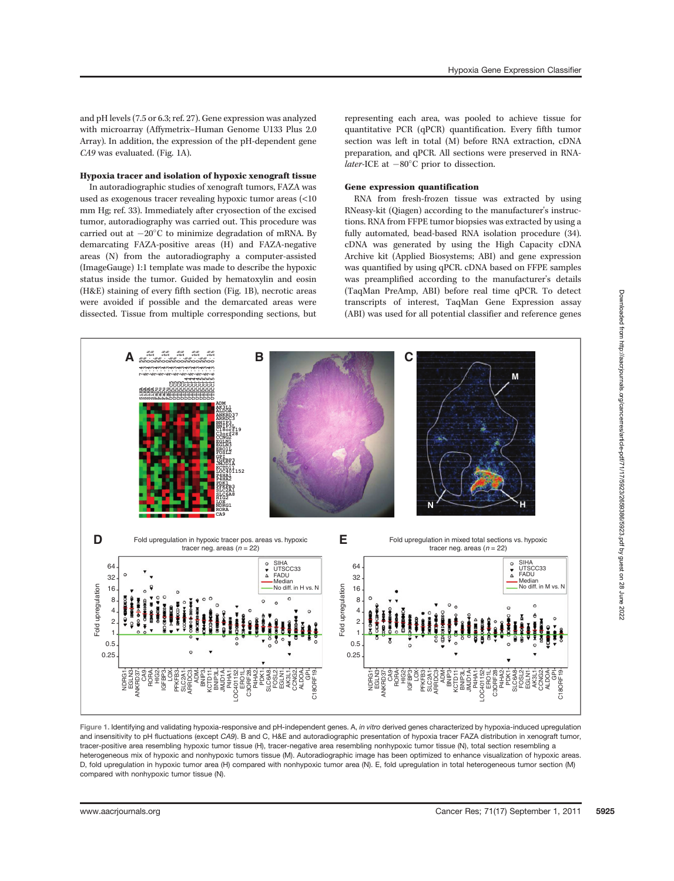and pH levels (7.5 or 6.3; ref. 27). Gene expression was analyzed with microarray (Affymetrix–Human Genome U133 Plus 2.0 Array). In addition, the expression of the pH-dependent gene *CA9* was evaluated. (Fig. 1A).

**Hypoxia tracer and isolation of hypoxic xenograft tissue**

In autoradiographic studies of xenograft tumors, FAZA was used as exogenous tracer revealing hypoxic tumor areas (<10 mm Hg; ref. 33). Immediately after cryosection of the excised tumor, autoradiography was carried out. This procedure was carried out at −20°C to minimize degradation of mRNA. By demarcating FAZA-positive areas (H) and FAZA-negative areas (N) from the autoradiography a computer-assisted (ImageGauge) 1:1 template was made to describe the hypoxic status inside the tumor. Guided by hematoxylin and eosin (H&E) staining of every fifth section (Fig. 1B), necrotic areas were avoided if possible and the demarcated areas were dissected. Tissue from multiple corresponding sections, but representing each area, was pooled to achieve tissue for quantitative PCR (qPCR) quantification. Every fifth tumor section was left in total (M) before RNA extraction, cDNA preparation, and qPCR. All sections were preserved in RNA-*later*-ICE at −80°C prior to dissection.

**Gene expression quantification**

RNA from fresh-frozen tissue was extracted by using RNeasy-kit (Qiagen) according to the manufacturer's instructions. RNA from FFPE tumor biopsies was extracted by using a fully automated, bead-based RNA isolation procedure (34). cDNA was generated by using the High Capacity cDNA Archive kit (Applied Biosystems; ABI) and gene expression was quantified by using qPCR. cDNA based on FFPE samples was preamplified according to the manufacturer's details (TaqMan PreAmp, ABI) before real time qPCR. To detect transcripts of interest, TaqMan Gene Expression assay (ABI) was used for all potential classifier and reference genes

Figure 1. Identifying and validating hypoxia-responsive and pH-independent genes. A, *in vitro* derived genes characterized by hypoxia-induced upregulation and insensitivity to pH fluctuations (except *CA9*). B and C, H&E and autoradiographic presentation of hypoxia tracer FAZA distribution in xenograft tumor, tracer-positive area resembling hypoxic tumor tissue (H), tracer-negative area resembling nonhypoxic tumor tissue (N), total section resembling a heterogeneous mix of hypoxic and nonhypoxic tumors tissue (M). Autoradiographic image has been optimized to enhance visualization of hypoxic areas. D, fold upregulation in hypoxic tumor area (H) compared with nonhypoxic tumor area (N). E, fold upregulation in total heterogeneous tumor section (M) compared with nonhypoxic tumor tissue (N).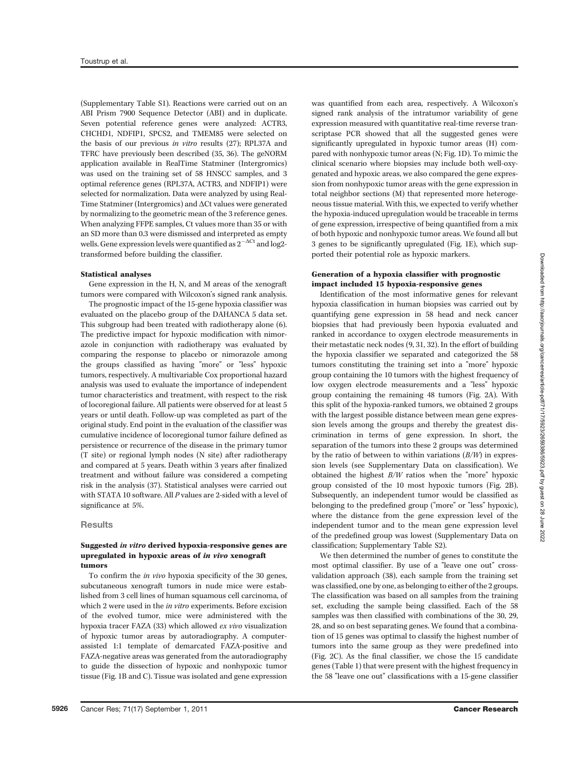(Supplementary Table S1). Reactions were carried out on an ABI Prism 7900 Sequence Detector (ABI) and in duplicate. Seven potential reference genes were analyzed: ACTR3, CHCHD1, NDFIP1, SPCS2, and TMEM85 were selected on the basis of our previous *in vitro* results (27); RPL37A and TFRC have previously been described (35, 36). The geNORM application available in RealTime Statminer (Intergromics) was used on the training set of 58 HNSCC samples, and 3 optimal reference genes (RPL37A, ACTR3, and NDFIP1) were selected for normalization. Data were analyzed by using RealTime Statminer (Intergromics) and ΔCt values were generated by normalizing to the geometric mean of the 3 reference genes. When analyzing FFPE samples, Ct values more than 35 or with an SD more than 0.3 were dismissed and interpreted as empty wells. Gene expression levels were quantified as $2^{-\Delta Ct}$ and log2-transformed before building the classifier.

#### Statistical analyses

Gene expression in the H, N, and M areas of the xenograft tumors were compared with Wilcoxon's signed rank analysis.

The prognostic impact of the 15-gene hypoxia classifier was evaluated on the placebo group of the DAHANCA 5 data set. This subgroup had been treated with radiotherapy alone (6). The predictive impact for hypoxic modification with nimorazole in conjunction with radiotherapy was evaluated by comparing the response to placebo or nimorazole among the groups classified as having "more" or "less" hypoxic tumors, respectively. A multivariable Cox proportional hazard analysis was used to evaluate the importance of independent tumor characteristics and treatment, with respect to the risk of locoregional failure. All patients were observed for at least 5 years or until death. Follow-up was completed as part of the original study. End point in the evaluation of the classifier was cumulative incidence of locoregional tumor failure defined as persistence or recurrence of the disease in the primary tumor (T site) or regional lymph nodes (N site) after radiotherapy and compared at 5 years. Death within 3 years after finalized treatment and without failure was considered a competing risk in the analysis (37). Statistical analyses were carried out with STATA 10 software. All *P* values are 2-sided with a level of significance at 5%.

## Results

#### Suggested *in vitro* derived hypoxia-responsive genes are upregulated in hypoxic areas of *in vivo* xenograft tumors

To confirm the *in vivo* hypoxia specificity of the 30 genes, subcutaneous xenograft tumors in nude mice were established from 3 cell lines of human squamous cell carcinoma, of which 2 were used in the *in vitro* experiments. Before excision of the evolved tumor, mice were administered with the hypoxia tracer FAZA (33) which allowed *ex vivo* visualization of hypoxic tumor areas by autoradiography. A computer-assisted 1:1 template of demarcated FAZA-positive and FAZA-negative areas was generated from the autoradiography to guide the dissection of hypoxic and nonhypoxic tumor tissue (Fig. 1B and C). Tissue was isolated and gene expression was quantified from each area, respectively. A Wilcoxon's signed rank analysis of the intratumor variability of gene expression measured with quantitative real-time reverse transcriptase PCR showed that all the suggested genes were significantly upregulated in hypoxic tumor areas (H) compared with nonhypoxic tumor areas (N; Fig. 1D). To mimic the clinical scenario where biopsies may include both well-oxygenated and hypoxic areas, we also compared the gene expression from nonhypoxic tumor areas with the gene expression in total neighbor sections (M) that represented more heterogeneous tissue material. With this, we expected to verify whether the hypoxia-induced upregulation would be traceable in terms of gene expression, irrespective of being quantified from a mix of both hypoxic and nonhypoxic tumor areas. We found all but 3 genes to be significantly upregulated (Fig. 1E), which supported their potential role as hypoxic markers.

#### Generation of a hypoxia classifier with prognostic impact included 15 hypoxia-responsive genes

Identification of the most informative genes for relevant hypoxia classification in human biopsies was carried out by quantifying gene expression in 58 head and neck cancer biopsies that had previously been hypoxia evaluated and ranked in accordance to oxygen electrode measurements in their metastatic neck nodes (9, 31, 32). In the effort of building the hypoxia classifier we separated and categorized the 58 tumors constituting the training set into a "more" hypoxic group containing the 10 tumors with the highest frequency of low oxygen electrode measurements and a "less" hypoxic group containing the remaining 48 tumors (Fig. 2A). With this split of the hypoxia-ranked tumors, we obtained 2 groups with the largest possible distance between mean gene expression levels among the groups and thereby the greatest discrimination in terms of gene expression. In short, the separation of the tumors into these 2 groups was determined by the ratio of between to within variations (*B/W*) in expression levels (see Supplementary Data on classification). We obtained the highest *B/W* ratios when the "more" hypoxic group consisted of the 10 most hypoxic tumors (Fig. 2B). Subsequently, an independent tumor would be classified as belonging to the predefined group ("more" or "less" hypoxic), where the distance from the gene expression level of the independent tumor and to the mean gene expression level of the predefined group was lowest (Supplementary Data on classification; Supplementary Table S2).

We then determined the number of genes to constitute the most optimal classifier. By use of a "leave one out" cross-validation approach (38), each sample from the training set was classified, one by one, as belonging to either of the 2 groups. The classification was based on all samples from the training set, excluding the sample being classified. Each of the 58 samples was then classified with combinations of the 30, 29, 28, and so on best separating genes. We found that a combination of 15 genes was optimal to classify the highest number of tumors into the same group as they were predefined into (Fig. 2C). As the final classifier, we chose the 15 candidate genes (Table 1) that were present with the highest frequency in the 58 "leave one out" classifications with a 15-gene classifier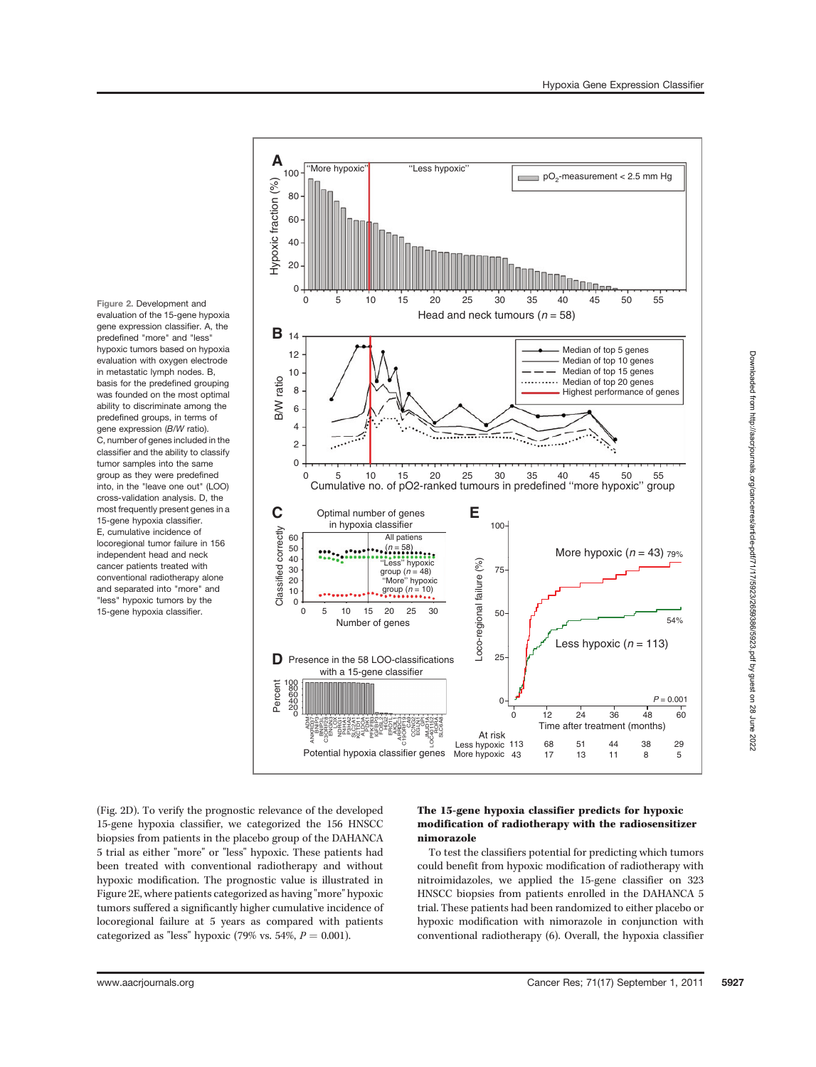Figure 2. Development and evaluation of the 15-gene hypoxia gene expression classifier. A, the predefined "more" and "less" hypoxic tumors based on hypoxia evaluation with oxygen electrode in metastatic lymph nodes. B, basis for the predefined grouping was founded on the most optimal ability to discriminate among the predefined groups, in terms of gene expression (*B/W* ratio). C, number of genes included in the classifier and the ability to classify tumor samples into the same group as they were predefined into, in the "leave one out" (LOO) cross-validation analysis. D, the most frequently present genes in a 15-gene hypoxia classifier. E, cumulative incidence of locoregional tumor failure in 156 independent head and neck cancer patients treated with conventional radiotherapy alone and separated into "more" and "less" hypoxic tumors by the 15-gene hypoxia classifier.

(Fig. 2D). To verify the prognostic relevance of the developed 15-gene hypoxia classifier, we categorized the 156 HNSCC biopsies from patients in the placebo group of the DAHANCA 5 trial as either "more" or "less" hypoxic. These patients had been treated with conventional radiotherapy and without hypoxic modification. The prognostic value is illustrated in Figure 2E, where patients categorized as having "more" hypoxic tumors suffered a significantly higher cumulative incidence of locoregional failure at 5 years as compared with patients categorized as "less" hypoxic (79% vs. 54%, $P = 0.001$).

### The 15-gene hypoxia classifier predicts for hypoxic modification of radiotherapy with the radiosensitizer nimorazole

To test the classifiers potential for predicting which tumors could benefit from hypoxic modification of radiotherapy with nitroimidazoles, we applied the 15-gene classifier on 323 HNSCC biopsies from patients enrolled in the DAHANCA 5 trial. These patients had been randomized to either placebo or hypoxic modification with nimorazole in conjunction with conventional radiotherapy (6). Overall, the hypoxia classifier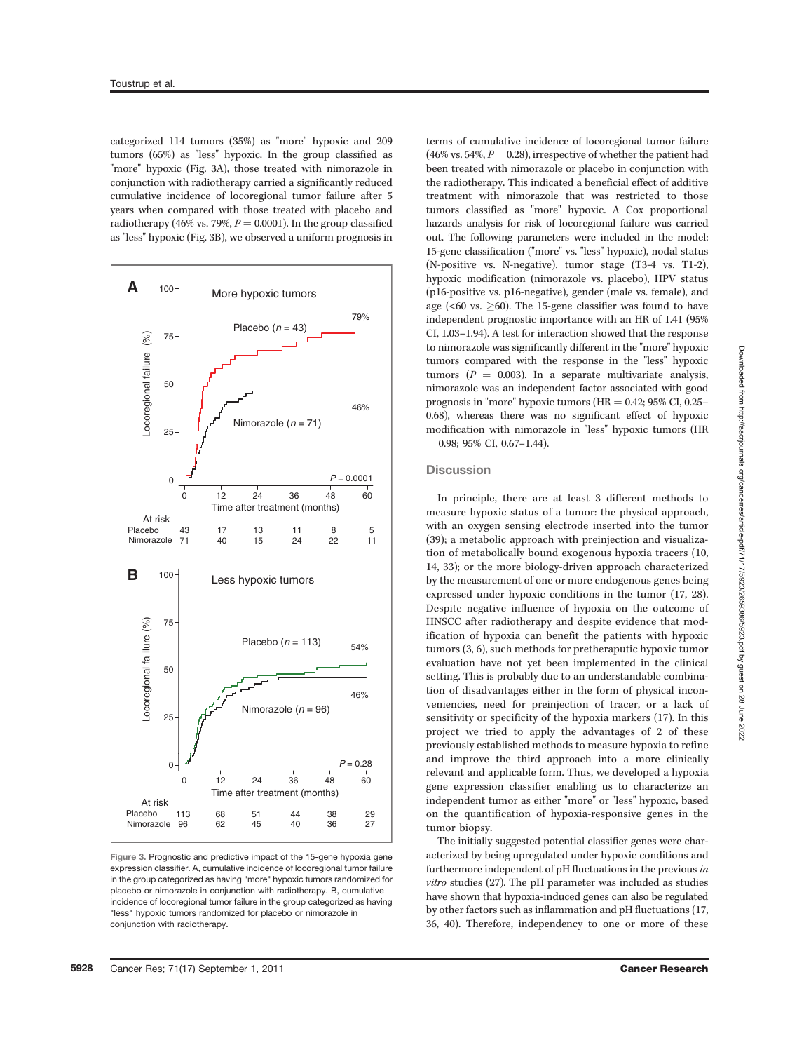categorized 114 tumors (35%) as "more" hypoxic and 209 tumors (65%) as "less" hypoxic. In the group classified as "more" hypoxic (Fig. 3A), those treated with nimorazole in conjunction with radiotherapy carried a significantly reduced cumulative incidence of locoregional tumor failure after 5 years when compared with those treated with placebo and radiotherapy (46% vs. 79%, $P = 0.0001$). In the group classified as "less" hypoxic (Fig. 3B), we observed a uniform prognosis in terms of cumulative incidence of locoregional tumor failure (46% vs. 54%, $P = 0.28$), irrespective of whether the patient had been treated with nimorazole or placebo in conjunction with the radiotherapy. This indicated a beneficial effect of additive treatment with nimorazole that was restricted to those tumors classified as "more" hypoxic. A Cox proportional hazards analysis for risk of locoregional failure was carried out. The following parameters were included in the model: 15-gene classification ("more" vs. "less" hypoxic), nodal status (N-positive vs. N-negative), tumor stage (T3-4 vs. T1-2), hypoxic modification (nimorazole vs. placebo), HPV status (p16-positive vs. p16-negative), gender (male vs. female), and age (<60 vs. ≥60). The 15-gene classifier was found to have independent prognostic importance with an HR of 1.41 (95% CI, 1.03–1.94). A test for interaction showed that the response to nimorazole was significantly different in the "more" hypoxic tumors compared with the response in the "less" hypoxic tumors ($P = 0.003$). In a separate multivariate analysis, nimorazole was an independent factor associated with good prognosis in "more" hypoxic tumors (HR = 0.42; 95% CI, 0.25–0.68), whereas there was no significant effect of hypoxic modification with nimorazole in "less" hypoxic tumors (HR = 0.98; 95% CI, 0.67–1.44).

Figure 3. Prognostic and predictive impact of the 15-gene hypoxia gene expression classifier. A, cumulative incidence of locoregional tumor failure in the group categorized as having "more" hypoxic tumors randomized for placebo or nimorazole in conjunction with radiotherapy. B, cumulative incidence of locoregional tumor failure in the group categorized as having "less" hypoxic tumors randomized for placebo or nimorazole in conjunction with radiotherapy.

## Discussion

In principle, there are at least 3 different methods to measure hypoxic status of a tumor: the physical approach, with an oxygen sensing electrode inserted into the tumor (39); a metabolic approach with preinjection and visualization of metabolically bound exogenous hypoxia tracers (10, 14, 33); or the more biology-driven approach characterized by the measurement of one or more endogenous genes being expressed under hypoxic conditions in the tumor (17, 28). Despite negative influence of hypoxia on the outcome of HNSCC after radiotherapy and despite evidence that modification of hypoxia can benefit the patients with hypoxic tumors (3, 6), such methods for pretherapeutic hypoxic tumor evaluation have not yet been implemented in the clinical setting. This is probably due to an understandable combination of disadvantages either in the form of physical inconveniencies, need for preinjection of tracer, or a lack of sensitivity or specificity of the hypoxia markers (17). In this project we tried to apply the advantages of 2 of these previously established methods to measure hypoxia to refine and improve the third approach into a more clinically relevant and applicable form. Thus, we developed a hypoxia gene expression classifier enabling us to characterize an independent tumor as either "more" or "less" hypoxic, based on the quantification of hypoxia-responsive genes in the tumor biopsy.

The initially suggested potential classifier genes were characterized by being upregulated under hypoxic conditions and furthermore independent of pH fluctuations in the previous *in vitro* studies (27). The pH parameter was included as studies have shown that hypoxia-induced genes can also be regulated by other factors such as inflammation and pH fluctuations (17, 36, 40). Therefore, independency to one or more of these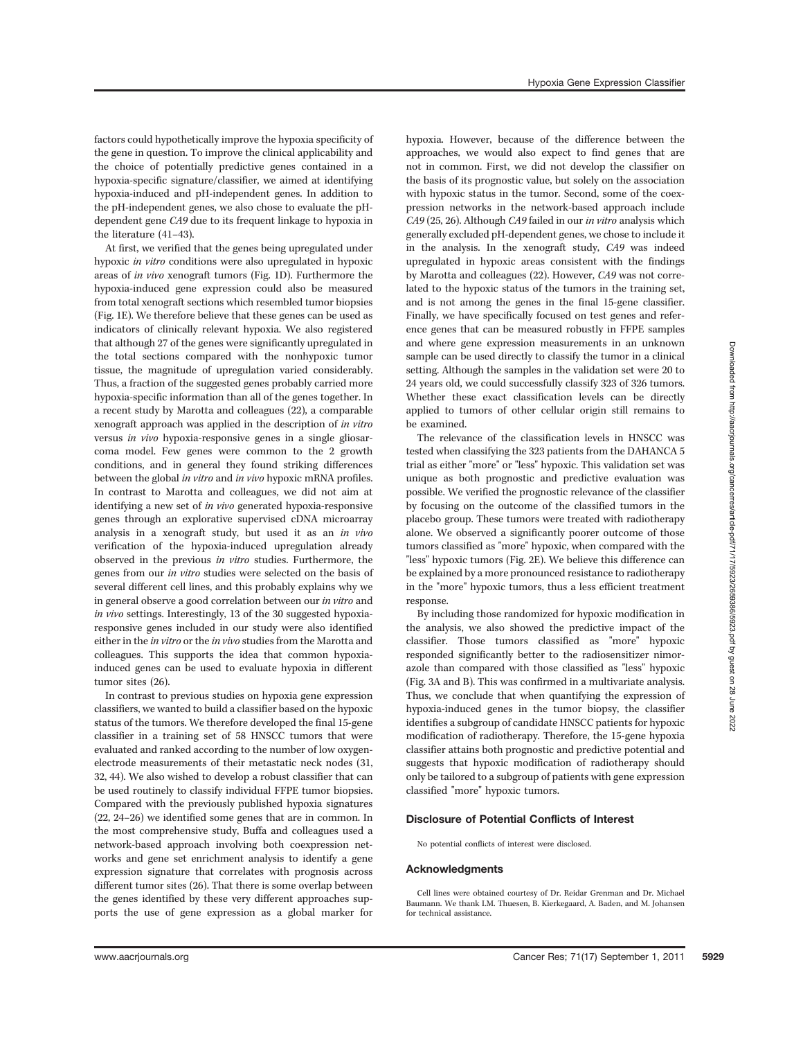factors could hypothetically improve the hypoxia specificity of the gene in question. To improve the clinical applicability and the choice of potentially predictive genes contained in a hypoxia-specific signature/classifier, we aimed at identifying hypoxia-induced and pH-independent genes. In addition to the pH-independent genes, we also chose to evaluate the pH-dependent gene *CA9* due to its frequent linkage to hypoxia in the literature (41–43).

At first, we verified that the genes being upregulated under hypoxic *in vitro* conditions were also upregulated in hypoxic areas of *in vivo* xenograft tumors (Fig. 1D). Furthermore the hypoxia-induced gene expression could also be measured from total xenograft sections which resembled tumor biopsies (Fig. 1E). We therefore believe that these genes can be used as indicators of clinically relevant hypoxia. We also registered that although 27 of the genes were significantly upregulated in the total sections compared with the nonhypoxic tumor tissue, the magnitude of upregulation varied considerably. Thus, a fraction of the suggested genes probably carried more hypoxia-specific information than all of the genes together. In a recent study by Marotta and colleagues (22), a comparable xenograft approach was applied in the description of *in vitro* versus *in vivo* hypoxia-responsive genes in a single gliosarcoma model. Few genes were common to the 2 growth conditions, and in general they found striking differences between the global *in vitro* and *in vivo* hypoxic mRNA profiles. In contrast to Marotta and colleagues, we did not aim at identifying a new set of *in vivo* generated hypoxia-responsive genes through an explorative supervised cDNA microarray analysis in a xenograft study, but used it as an *in vivo* verification of the hypoxia-induced upregulation already observed in the previous *in vitro* studies. Furthermore, the genes from our *in vitro* studies were selected on the basis of several different cell lines, and this probably explains why we in general observe a good correlation between our *in vitro* and *in vivo* settings. Interestingly, 13 of the 30 suggested hypoxia-responsive genes included in our study were also identified either in the *in vitro* or the *in vivo* studies from the Marotta and colleagues. This supports the idea that common hypoxia-induced genes can be used to evaluate hypoxia in different tumor sites (26).

In contrast to previous studies on hypoxia gene expression classifiers, we wanted to build a classifier based on the hypoxic status of the tumors. We therefore developed the final 15-gene classifier in a training set of 58 HNSCC tumors that were evaluated and ranked according to the number of low oxygen-electrode measurements of their metastatic neck nodes (31, 32, 44). We also wished to develop a robust classifier that can be used routinely to classify individual FFPE tumor biopsies. Compared with the previously published hypoxia signatures (22, 24–26) we identified some genes that are in common. In the most comprehensive study, Buffa and colleagues used a network-based approach involving both coexpression networks and gene set enrichment analysis to identify a gene expression signature that correlates with prognosis across different tumor sites (26). That there is some overlap between the genes identified by these very different approaches supports the use of gene expression as a global marker for hypoxia. However, because of the difference between the approaches, we would also expect to find genes that are not in common. First, we did not develop the classifier on the basis of its prognostic value, but solely on the association with hypoxic status in the tumor. Second, some of the coexpression networks in the network-based approach include *CA9* (25, 26). Although *CA9* failed in our *in vitro* analysis which generally excluded pH-dependent genes, we chose to include it in the analysis. In the xenograft study, *CA9* was indeed upregulated in hypoxic areas consistent with the findings by Marotta and colleagues (22). However, *CA9* was not correlated to the hypoxic status of the tumors in the training set, and is not among the genes in the final 15-gene classifier. Finally, we have specifically focused on test genes and reference genes that can be measured robustly in FFPE samples and where gene expression measurements in an unknown sample can be used directly to classify the tumor in a clinical setting. Although the samples in the validation set were 20 to 24 years old, we could successfully classify 323 of 326 tumors. Whether these exact classification levels can be directly applied to tumors of other cellular origin still remains to be examined.

The relevance of the classification levels in HNSCC was tested when classifying the 323 patients from the DAHANCA 5 trial as either "more" or "less" hypoxic. This validation set was unique as both prognostic and predictive evaluation was possible. We verified the prognostic relevance of the classifier by focusing on the outcome of the classified tumors in the placebo group. These tumors were treated with radiotherapy alone. We observed a significantly poorer outcome of those tumors classified as "more" hypoxic, when compared with the "less" hypoxic tumors (Fig. 2E). We believe this difference can be explained by a more pronounced resistance to radiotherapy in the "more" hypoxic tumors, thus a less efficient treatment response.

By including those randomized for hypoxic modification in the analysis, we also showed the predictive impact of the classifier. Those tumors classified as "more" hypoxic responded significantly better to the radiosensitizer nimorazole than compared with those classified as "less" hypoxic (Fig. 3A and B). This was confirmed in a multivariate analysis. Thus, we conclude that when quantifying the expression of hypoxia-induced genes in the tumor biopsy, the classifier identifies a subgroup of candidate HNSCC patients for hypoxic modification of radiotherapy. Therefore, the 15-gene hypoxia classifier attains both prognostic and predictive potential and suggests that hypoxic modification of radiotherapy should only be tailored to a subgroup of patients with gene expression classified "more" hypoxic tumors.

## Disclosure of Potential Conflicts of Interest

No potential conflicts of interest were disclosed.

## Acknowledgments

Cell lines were obtained courtesy of Dr. Reidar Grenman and Dr. Michael Baumann. We thank I.M. Thuesen, B. Kierkegaard, A. Baden, and M. Johansen for technical assistance.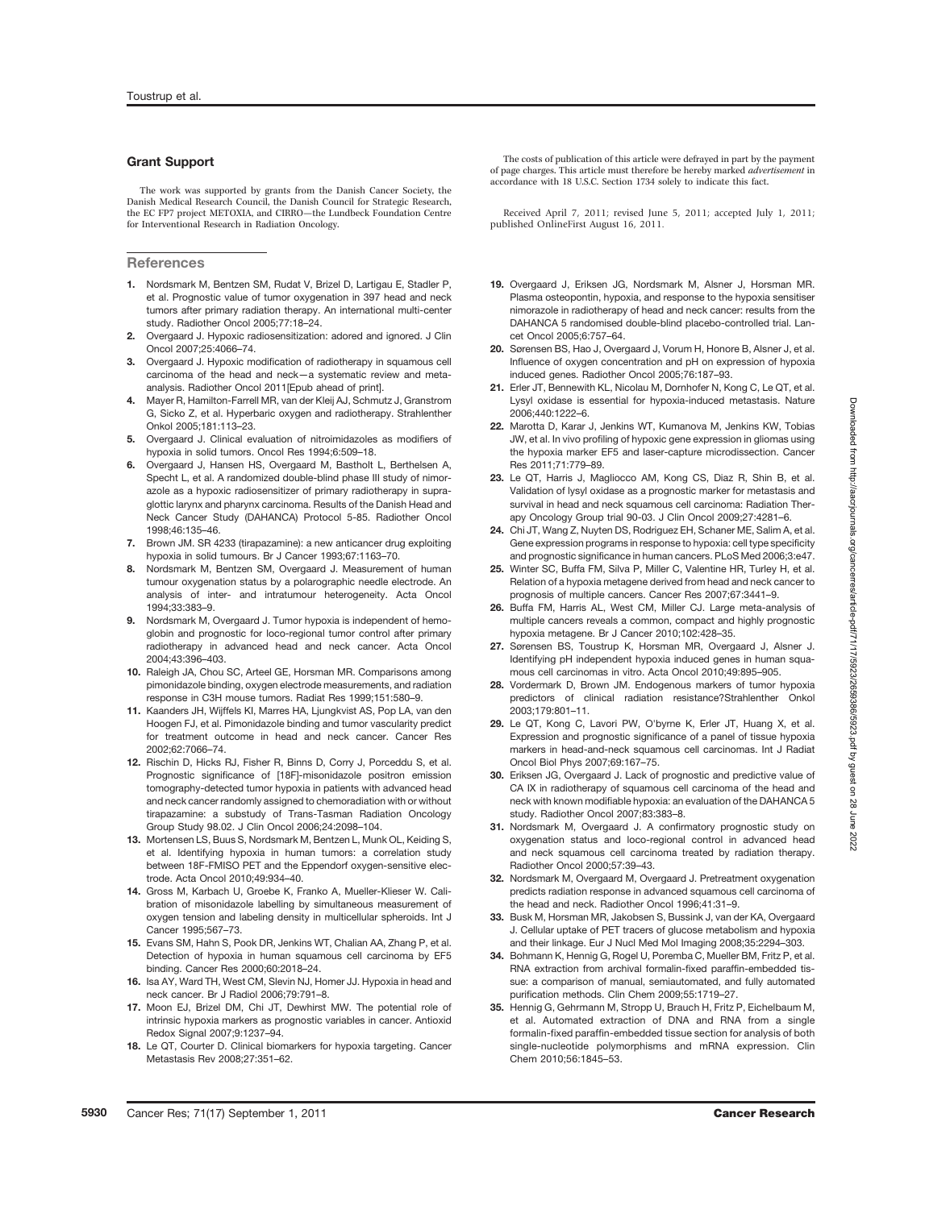## Grant Support

The work was supported by grants from the Danish Cancer Society, the Danish Medical Research Council, the Danish Council for Strategic Research, the EC FP7 project METOXIA, and CIRRO—the Lundbeck Foundation Centre for Interventional Research in Radiation Oncology.

The costs of publication of this article were defrayed in part by the payment of page charges. This article must therefore be hereby marked *advertisement* in accordance with 18 U.S.C. Section 1734 solely to indicate this fact.

Received April 7, 2011; revised June 5, 2011; accepted July 1, 2011; published OnlineFirst August 16, 2011.

## References

1. Nordsmark M, Bentzen SM, Rudat V, Brizel D, Lartigau E, Stadler P, et al. Prognostic value of tumor oxygenation in 397 head and neck tumors after primary radiation therapy. An international multi-center study. Radiother Oncol 2005;77:18–24.
2. Overgaard J. Hypoxic radiosensitization: adored and ignored. J Clin Oncol 2007;25:4066–74.
3. Overgaard J. Hypoxic modification of radiotherapy in squamous cell carcinoma of the head and neck—a systematic review and meta-analysis. Radiother Oncol 2011[Epub ahead of print].
4. Mayer R, Hamilton-Farrell MR, van der Kleij AJ, Schmutz J, Granstrom G, Sicko Z, et al. Hyperbaric oxygen and radiotherapy. Strahlenther Onkol 2005;181:113–23.
5. Overgaard J. Clinical evaluation of nitroimidazoles as modifiers of hypoxia in solid tumors. Oncol Res 1994;6:509–18.
6. Overgaard J, Hansen HS, Overgaard M, Bastholt L, Berthelsen A, Specht L, et al. A randomized double-blind phase III study of nimorazole as a hypoxic radiosensitizer of primary radiotherapy in supraglottic larynx and pharynx carcinoma. Results of the Danish Head and Neck Cancer Study (DAHANCA) Protocol 5-85. Radiother Oncol 1998;46:135–46.
7. Brown JM. SR 4233 (tirapazamine): a new anticancer drug exploiting hypoxia in solid tumours. Br J Cancer 1993;67:1163–70.
8. Nordsmark M, Bentzen SM, Overgaard J. Measurement of human tumour oxygenation status by a polarographic needle electrode. An analysis of inter- and intratumour heterogeneity. Acta Oncol 1994;33:383–9.
9. Nordsmark M, Overgaard J. Tumor hypoxia is independent of hemoglobin and prognostic for loco-regional tumor control after primary radiotherapy in advanced head and neck cancer. Acta Oncol 2004;43:396–403.
10. Raleigh JA, Chou SC, Arteel GE, Horsman MR. Comparisons among pimonidazole binding, oxygen electrode measurements, and radiation response in C3H mouse tumors. Radiat Res 1999;151:580–9.
11. Kaanders JH, Wijffels KI, Marres HA, Ljungkvist AS, Pop LA, van den Hoogen FJ, et al. Pimonidazole binding and tumor vascularity predict for treatment outcome in head and neck cancer. Cancer Res 2002;62:7066–74.
12. Rischin D, Hicks RJ, Fisher R, Binns D, Corry J, Porceddu S, et al. Prognostic significance of [18F]-misonidazole positron emission tomography-detected tumor hypoxia in patients with advanced head and neck cancer randomly assigned to chemoradiation with or without tirapazamine: a substudy of Trans-Tasman Radiation Oncology Group Study 98.02. J Clin Oncol 2006;24:2098–104.
13. Mortensen LS, Buus S, Nordsmark M, Bentzen L, Munk OL, Keiding S, et al. Identifying hypoxia in human tumors: a correlation study between 18F-FMISO PET and the Eppendorf oxygen-sensitive electrode. Acta Oncol 2010;49:934–40.
14. Gross M, Karbach U, Groebe K, Franko A, Mueller-Klieser W. Calibration of misonidazole labelling by simultaneous measurement of oxygen tension and labeling density in multicellular spheroids. Int J Cancer 1995;567–73.
15. Evans SM, Hahn S, Pook DR, Jenkins WT, Chalian AA, Zhang P, et al. Detection of hypoxia in human squamous cell carcinoma by EF5 binding. Cancer Res 2000;60:2018–24.
16. Isa AY, Ward TH, West CM, Slevin NJ, Homer JJ. Hypoxia in head and neck cancer. Br J Radiol 2006;79:791–8.
17. Moon EJ, Brizel DM, Chi JT, Dewhirst MW. The potential role of intrinsic hypoxia markers as prognostic variables in cancer. Antioxid Redox Signal 2007;9:1237–94.
18. Le QT, Courter D. Clinical biomarkers for hypoxia targeting. Cancer Metastasis Rev 2008;27:351–62.
19. Overgaard J, Eriksen JG, Nordsmark M, Alsner J, Horsman MR. Plasma osteopontin, hypoxia, and response to the hypoxia sensitiser nimorazole in radiotherapy of head and neck cancer: results from the DAHANCA 5 randomised double-blind placebo-controlled trial. Lancet Oncol 2005;6:757–64.
20. Sørensen BS, Hao J, Overgaard J, Vorum H, Honore B, Alsner J, et al. Influence of oxygen concentration and pH on expression of hypoxia induced genes. Radiother Oncol 2005;76:187–93.
21. Erler JT, Bennewith KL, Nicolau M, Dornhofer N, Kong C, Le QT, et al. Lysyl oxidase is essential for hypoxia-induced metastasis. Nature 2006;440:1222–6.
22. Marotta D, Karar J, Jenkins WT, Kumanova M, Jenkins KW, Tobias JW, et al. In vivo profiling of hypoxic gene expression in gliomas using the hypoxia marker EF5 and laser-capture microdissection. Cancer Res 2011;71:779–89.
23. Le QT, Harris J, Magliocco AM, Kong CS, Diaz R, Shin B, et al. Validation of lysyl oxidase as a prognostic marker for metastasis and survival in head and neck squamous cell carcinoma: Radiation Therapy Oncology Group trial 90-03. J Clin Oncol 2009;27:4281–6.
24. Chi JT, Wang Z, Nuyten DS, Rodriguez EH, Schaner ME, Salim A, et al. Gene expression programs in response to hypoxia: cell type specificity and prognostic significance in human cancers. PLoS Med 2006;3:e47.
25. Winter SC, Buffa FM, Silva P, Miller C, Valentine HR, Turley H, et al. Relation of a hypoxia metagene derived from head and neck cancer to prognosis of multiple cancers. Cancer Res 2007;67:3441–9.
26. Buffa FM, Harris AL, West CM, Miller CJ. Large meta-analysis of multiple cancers reveals a common, compact and highly prognostic hypoxia metagene. Br J Cancer 2010;102:428–35.
27. Sørensen BS, Toustrup K, Horsman MR, Overgaard J, Alsner J. Identifying pH independent hypoxia induced genes in human squamous cell carcinomas in vitro. Acta Oncol 2010;49:895–905.
28. Vordermark D, Brown JM. Endogenous markers of tumor hypoxia predictors of clinical radiation resistance?Strahlenther Onkol 2003;179:801–11.
29. Le QT, Kong C, Lavori PW, O'byrne K, Erler JT, Huang X, et al. Expression and prognostic significance of a panel of tissue hypoxia markers in head-and-neck squamous cell carcinomas. Int J Radiat Oncol Biol Phys 2007;69:167–75.
30. Eriksen JG, Overgaard J. Lack of prognostic and predictive value of CA IX in radiotherapy of squamous cell carcinoma of the head and neck with known modifiable hypoxia: an evaluation of the DAHANCA 5 study. Radiother Oncol 2007;83:383–8.
31. Nordsmark M, Overgaard J. A confirmatory prognostic study on oxygenation status and loco-regional control in advanced head and neck squamous cell carcinoma treated by radiation therapy. Radiother Oncol 2000;57:39–43.
32. Nordsmark M, Overgaard M, Overgaard J. Pretreatment oxygenation predicts radiation response in advanced squamous cell carcinoma of the head and neck. Radiother Oncol 1996;41:31–9.
33. Busk M, Horsman MR, Jakobsen S, Bussink J, van der KA, Overgaard J. Cellular uptake of PET tracers of glucose metabolism and hypoxia and their linkage. Eur J Nucl Med Mol Imaging 2008;35:2294–303.
34. Bohmann K, Hennig G, Rogel U, Poremba C, Mueller BM, Fritz P, et al. RNA extraction from archival formalin-fixed paraffin-embedded tissue: a comparison of manual, semiautomated, and fully automated purification methods. Clin Chem 2009;55:1719–27.
35. Hennig G, Gehrmann M, Stropp U, Brauch H, Fritz P, Eichelbaum M, et al. Automated extraction of DNA and RNA from a single formalin-fixed paraffin-embedded tissue section for analysis of both single-nucleotide polymorphisms and mRNA expression. Clin Chem 2010;56:1845–53.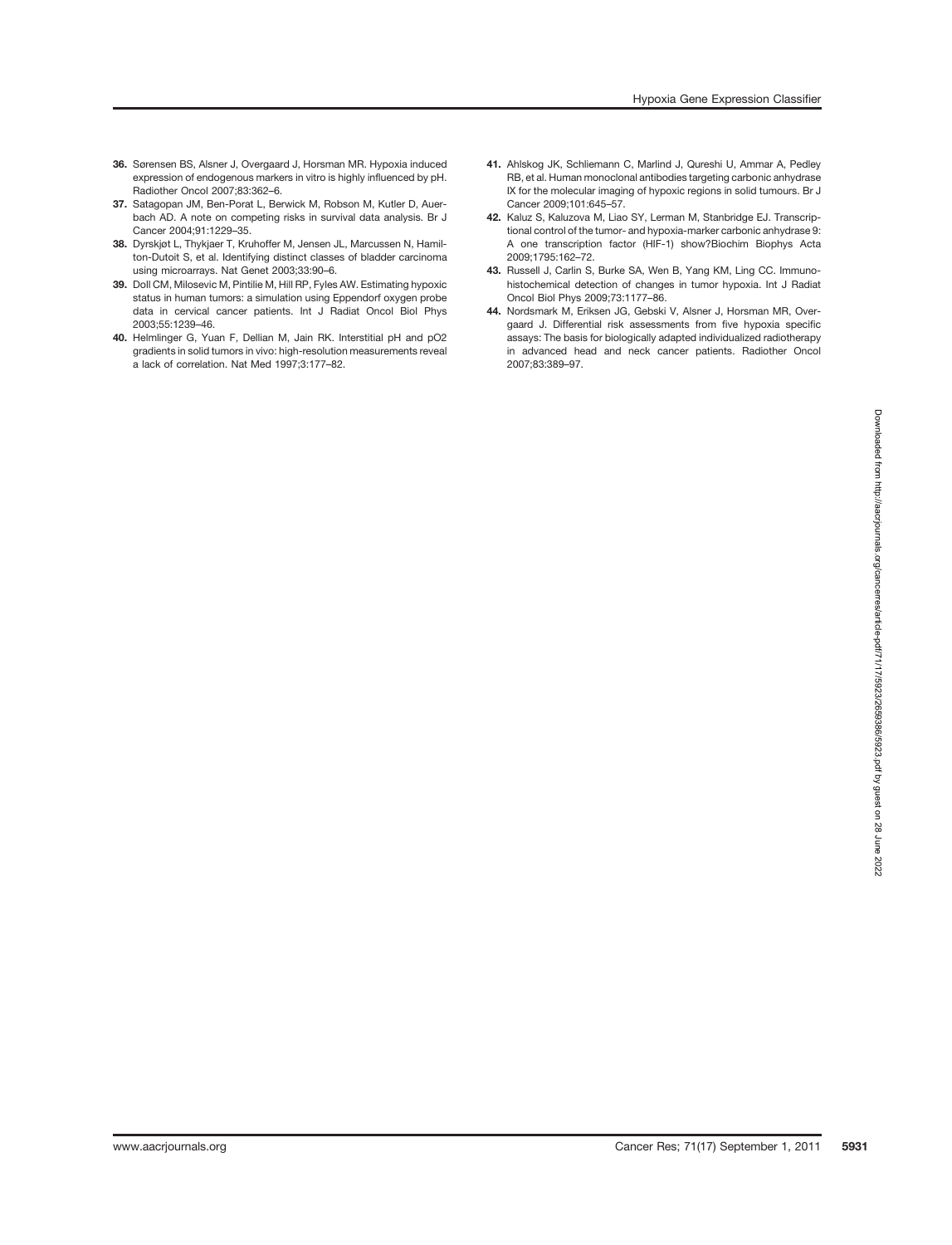36. Sørensen BS, Alsner J, Overgaard J, Horsman MR. Hypoxia induced expression of endogenous markers in vitro is highly influenced by pH. Radiother Oncol 2007;83:362–6.
37. Satagopan JM, Ben-Porat L, Berwick M, Robson M, Kutler D, Auerbach AD. A note on competing risks in survival data analysis. Br J Cancer 2004;91:1229–35.
38. Dyrskjøt L, Thykjaer T, Kruhoffer M, Jensen JL, Marcussen N, Hamilton-Dutoit S, et al. Identifying distinct classes of bladder carcinoma using microarrays. Nat Genet 2003;33:90–6.
39. Doll CM, Milosevic M, Pintilie M, Hill RP, Fyles AW. Estimating hypoxic status in human tumors: a simulation using Eppendorf oxygen probe data in cervical cancer patients. Int J Radiat Oncol Biol Phys 2003;55:1239–46.
40. Helmlinger G, Yuan F, Dellian M, Jain RK. Interstitial pH and pO2 gradients in solid tumors in vivo: high-resolution measurements reveal a lack of correlation. Nat Med 1997;3:177–82.
41. Ahlskog JK, Schliemann C, Marlind J, Qureshi U, Ammar A, Pedley RB, et al. Human monoclonal antibodies targeting carbonic anhydrase IX for the molecular imaging of hypoxic regions in solid tumours. Br J Cancer 2009;101:645–57.
42. Kaluz S, Kaluzova M, Liao SY, Lerman M, Stanbridge EJ. Transcriptional control of the tumor- and hypoxia-marker carbonic anhydrase 9: A one transcription factor (HIF-1) show?Biochim Biophys Acta 2009;1795:162–72.
43. Russell J, Carlin S, Burke SA, Wen B, Yang KM, Ling CC. Immunohistochemical detection of changes in tumor hypoxia. Int J Radiat Oncol Biol Phys 2009;73:1177–86.
44. Nordsmark M, Eriksen JG, Gebski V, Alsner J, Horsman MR, Overgaard J. Differential risk assessments from five hypoxia specific assays: The basis for biologically adapted individualized radiotherapy in advanced head and neck cancer patients. Radiother Oncol 2007;83:389–97.